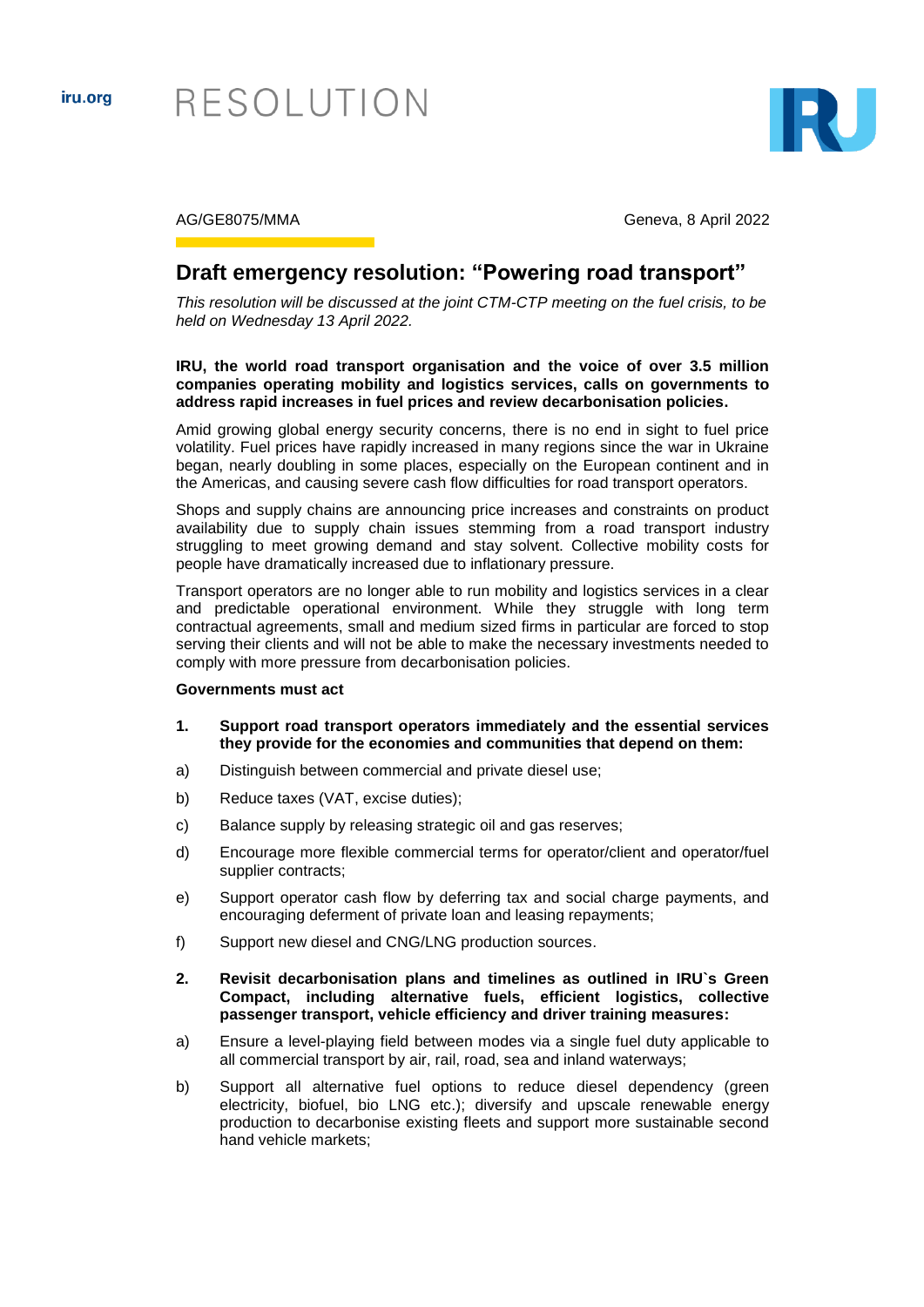iru.org

# RESOLUTION

AG/GE8075/MMA

Geneva, 8 April 2022

## Draft emergency resolution: "Powering road transport"

*This resolution will be discussed at the joint CTM-CTP meeting on the fuel crisis, to be held on Wednesday 13 April 2022.*

**IRU, the world road transport organisation and the voice of over 3.5 million companies operating mobility and logistics services, calls on governments to address rapid increases in fuel prices and review decarbonisation policies.**

Amid growing global energy security concerns, there is no end in sight to fuel price volatility. Fuel prices have rapidly increased in many regions since the war in Ukraine began, nearly doubling in some places, especially on the European continent and in the Americas, and causing severe cash flow difficulties for road transport operators.

Shops and supply chains are announcing price increases and constraints on product availability due to supply chain issues stemming from a road transport industry struggling to meet growing demand and stay solvent. Collective mobility costs for people have dramatically increased due to inflationary pressure.

Transport operators are no longer able to run mobility and logistics services in a clear and predictable operational environment. While they struggle with long term contractual agreements, small and medium sized firms in particular are forced to stop serving their clients and will not be able to make the necessary investments needed to comply with more pressure from decarbonisation policies.

**Governments must act**

1. **Support road transport operators immediately and the essential services they provide for the economies and communities that depend on them:**

   a) Distinguish between commercial and private diesel use;

   b) Reduce taxes (VAT, excise duties);

   c) Balance supply by releasing strategic oil and gas reserves;

   d) Encourage more flexible commercial terms for operator/client and operator/fuel supplier contracts;

   e) Support operator cash flow by deferring tax and social charge payments, and encouraging deferment of private loan and leasing repayments;

   f) Support new diesel and CNG/LNG production sources.

2. **Revisit decarbonisation plans and timelines as outlined in IRU`s Green Compact, including alternative fuels, efficient logistics, collective passenger transport, vehicle efficiency and driver training measures:**

   a) Ensure a level-playing field between modes via a single fuel duty applicable to all commercial transport by air, rail, road, sea and inland waterways;

   b) Support all alternative fuel options to reduce diesel dependency (green electricity, biofuel, bio LNG etc.); diversify and upscale renewable energy production to decarbonise existing fleets and support more sustainable second hand vehicle markets;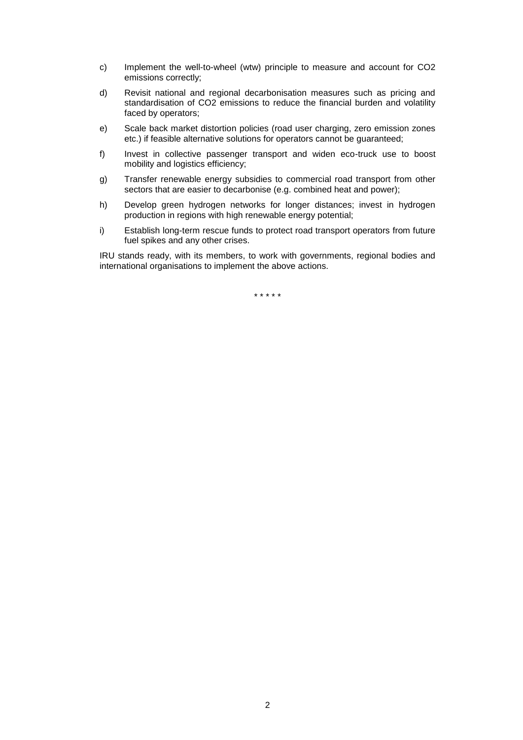c) Implement the well-to-wheel (wtw) principle to measure and account for $CO_2$ emissions correctly;

d) Revisit national and regional decarbonisation measures such as pricing and standardisation of $CO_2$ emissions to reduce the financial burden and volatility faced by operators;

e) Scale back market distortion policies (road user charging, zero emission zones etc.) if feasible alternative solutions for operators cannot be guaranteed;

f) Invest in collective passenger transport and widen eco-truck use to boost mobility and logistics efficiency;

g) Transfer renewable energy subsidies to commercial road transport from other sectors that are easier to decarbonise (e.g. combined heat and power);

h) Develop green hydrogen networks for longer distances; invest in hydrogen production in regions with high renewable energy potential;

i) Establish long-term rescue funds to protect road transport operators from future fuel spikes and any other crises.

IRU stands ready, with its members, to work with governments, regional bodies and international organisations to implement the above actions.

\* \* \* \* \*